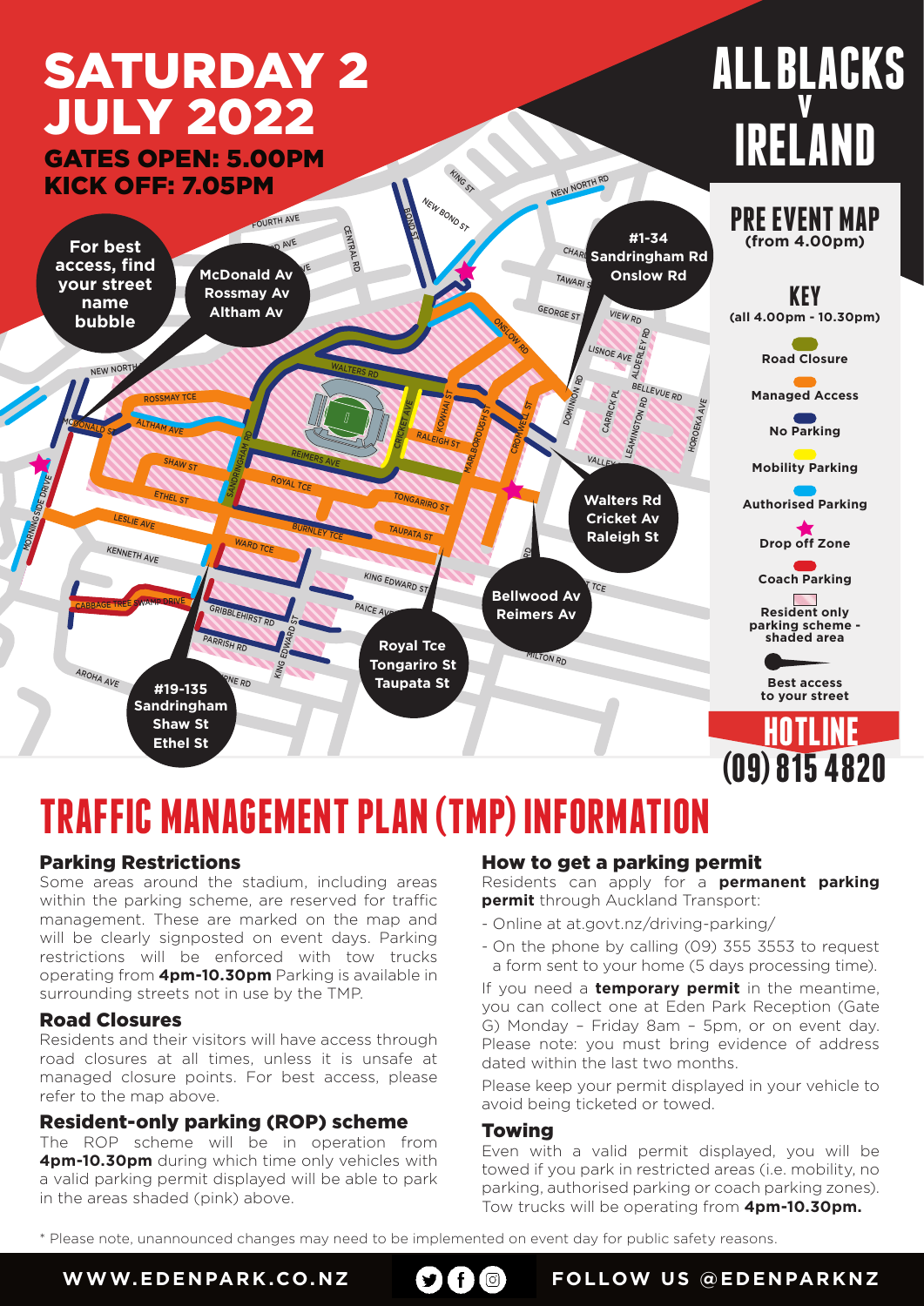# SATURDAY 2 JULY 2022

**GATES OPEN: 5.00PM**

**KICK OFF: 7.05PM**

# ALL BLACKS V IRELAND

## PRE EVENT MAP (from 4.00pm)

For best access, find your street name bubble

- McDonald Av, Rossmay Av, Altham Av
- #1-34 Sandringham Rd, Onslow Rd
- Walters Rd, Cricket Av, Raleigh St
- Bellwood Av, Reimers Av
- Royal Tce, Tongariro St, Taupata St
- #19-135 Sandringham, Shaw St, Ethel St

### KEY (all 4.00pm - 10.30pm)

- Road Closure
- Managed Access
- No Parking
- Mobility Parking
- Authorised Parking
- Drop off Zone
- Coach Parking
- Resident only parking scheme - shaded area
- Best access to your street

**HOTLINE (09) 815 4820**

# TRAFFIC MANAGEMENT PLAN (TMP) INFORMATION

### Parking Restrictions

Some areas around the stadium, including areas within the parking scheme, are reserved for traffic management. These are marked on the map and will be clearly signposted on event days. Parking restrictions will be enforced with tow trucks operating from **4pm-10.30pm** Parking is available in surrounding streets not in use by the TMP.

### Road Closures

Residents and their visitors will have access through road closures at all times, unless it is unsafe at managed closure points. For best access, please refer to the map above.

### Resident-only parking (ROP) scheme

The ROP scheme will be in operation from **4pm-10.30pm** during which time only vehicles with a valid parking permit displayed will be able to park in the areas shaded (pink) above.

### How to get a parking permit

Residents can apply for a **permanent parking permit** through Auckland Transport:

- Online at at.govt.nz/driving-parking/
- On the phone by calling (09) 355 3553 to request a form sent to your home (5 days processing time).

If you need a **temporary permit** in the meantime, you can collect one at Eden Park Reception (Gate G) Monday – Friday 8am – 5pm, or on event day. Please note: you must bring evidence of address dated within the last two months.

Please keep your permit displayed in your vehicle to avoid being ticketed or towed.

### Towing

Even with a valid permit displayed, you will be towed if you park in restricted areas (i.e. mobility, no parking, authorised parking or coach parking zones). Tow trucks will be operating from **4pm-10.30pm.**

* Please note, unannounced changes may need to be implemented on event day for public safety reasons.

**WWW.EDENPARK.CO.NZ** **FOLLOW US @EDENPARKNZ**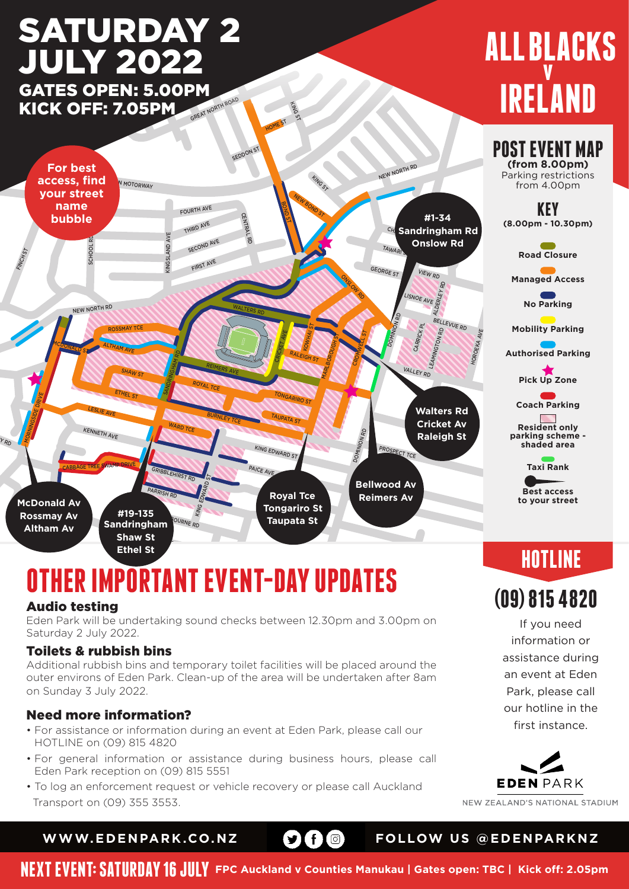# SATURDAY 2 JULY 2022

**GATES OPEN: 5.00PM**
**KICK OFF: 7.05PM**

# ALL BLACKS v IRELAND

## POST EVENT MAP

**(from 8.00pm)**
Parking restrictions from 4.00pm

For best access, find your street name bubble

#1-34 Sandringham Rd Onslow Rd

Walters Rd Cricket Av Raleigh St

Bellwood Av Reimers Av

Royal Tce Tongariro St Taupata St

#19-135 Sandringham Shaw St Ethel St

McDonald Av Rossmay Av Altham Av

### KEY

**(8.00pm - 10.30pm)**

- Road Closure
- Managed Access
- No Parking
- Mobility Parking
- Authorised Parking
- Pick Up Zone
- Coach Parking
- Resident only parking scheme - shaded area
- Taxi Rank
- Best access to your street

# OTHER IMPORTANT EVENT-DAY UPDATES

### Audio testing

Eden Park will be undertaking sound checks between 12.30pm and 3.00pm on Saturday 2 July 2022.

### Toilets & rubbish bins

Additional rubbish bins and temporary toilet facilities will be placed around the outer environs of Eden Park. Clean-up of the area will be undertaken after 8am on Sunday 3 July 2022.

### Need more information?

- For assistance or information during an event at Eden Park, please call our HOTLINE on (09) 815 4820
- For general information or assistance during business hours, please call Eden Park reception on (09) 815 5551
- To log an enforcement request or vehicle recovery or please call Auckland Transport on (09) 355 3553.

## HOTLINE

## (09) 815 4820

If you need information or assistance during an event at Eden Park, please call our hotline in the first instance.

EDEN PARK
NEW ZEALAND'S NATIONAL STADIUM

**WWW.EDENPARK.CO.NZ** **FOLLOW US @EDENPARKNZ**

**NEXT EVENT: SATURDAY 16 JULY** FPC Auckland v Counties Manukau | Gates open: TBC | Kick off: 2.05pm